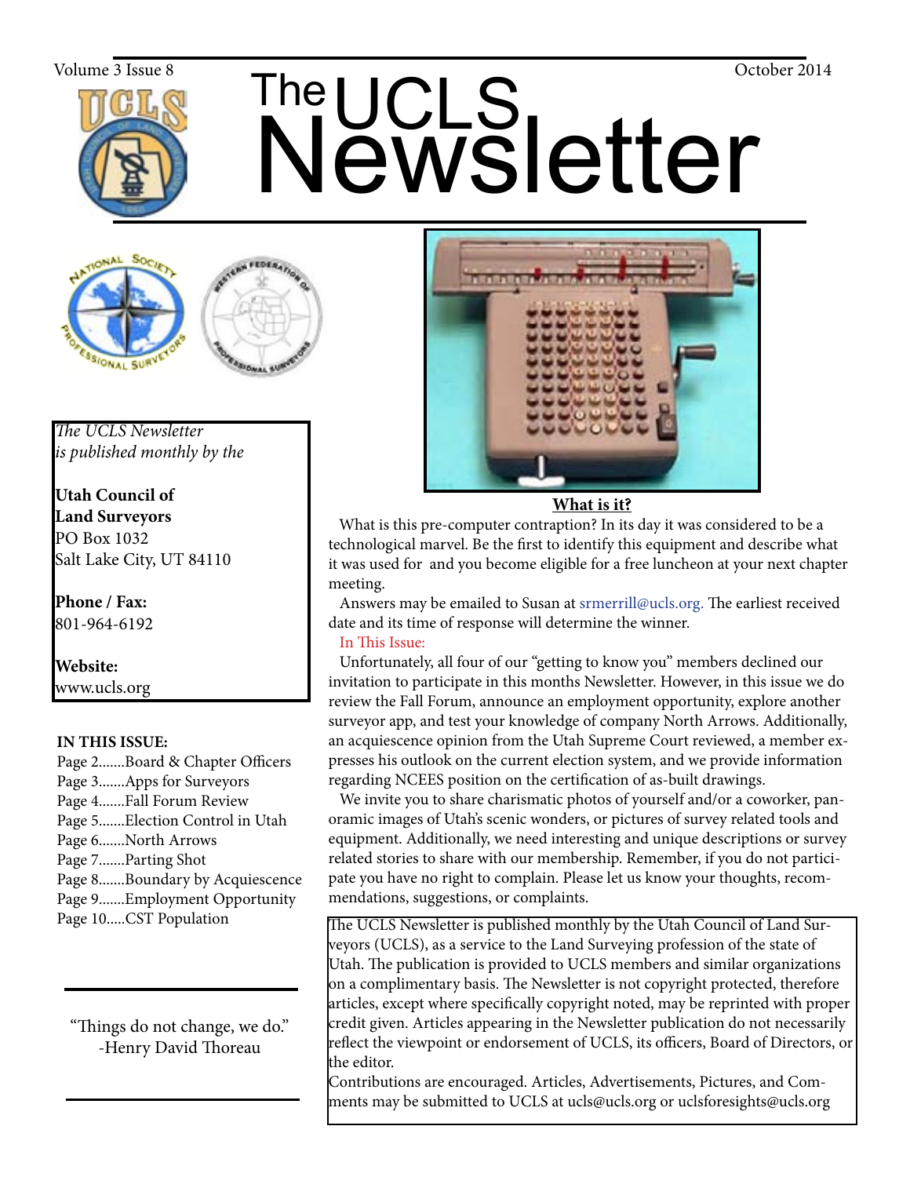# The UCLS Newsletter

Volume 3 Issue 8 — October 2014

*The UCLS Newsletter is published monthly by the*

**Utah Council of Land Surveyors**
PO Box 1032
Salt Lake City, UT 84110

**Phone / Fax:**
801-964-6192

**Website:**
www.ucls.org

**IN THIS ISSUE:**

- Page 2.......Board & Chapter Officers
- Page 3.......Apps for Surveyors
- Page 4.......Fall Forum Review
- Page 5.......Election Control in Utah
- Page 6.......North Arrows
- Page 7.......Parting Shot
- Page 8.......Boundary by Acquiescence
- Page 9.......Employment Opportunity
- Page 10.....CST Population

"Things do not change, we do."
-Henry David Thoreau

**What is it?**

What is this pre-computer contraption? In its day it was considered to be a technological marvel. Be the first to identify this equipment and describe what it was used for and you become eligible for a free luncheon at your next chapter meeting.

Answers may be emailed to Susan at srmerrill@ucls.org. The earliest received date and its time of response will determine the winner.

In This Issue:

Unfortunately, all four of our "getting to know you" members declined our invitation to participate in this months Newsletter. However, in this issue we do review the Fall Forum, announce an employment opportunity, explore another surveyor app, and test your knowledge of company North Arrows. Additionally, an acquiescence opinion from the Utah Supreme Court reviewed, a member expresses his outlook on the current election system, and we provide information regarding NCEES position on the certification of as-built drawings.

We invite you to share charismatic photos of yourself and/or a coworker, panoramic images of Utah's scenic wonders, or pictures of survey related tools and equipment. Additionally, we need interesting and unique descriptions or survey related stories to share with our membership. Remember, if you do not participate you have no right to complain. Please let us know your thoughts, recommendations, suggestions, or complaints.

The UCLS Newsletter is published monthly by the Utah Council of Land Surveyors (UCLS), as a service to the Land Surveying profession of the state of Utah. The publication is provided to UCLS members and similar organizations on a complimentary basis. The Newsletter is not copyright protected, therefore articles, except where specifically copyright noted, may be reprinted with proper credit given. Articles appearing in the Newsletter publication do not necessarily reflect the viewpoint or endorsement of UCLS, its officers, Board of Directors, or the editor.

Contributions are encouraged. Articles, Advertisements, Pictures, and Comments may be submitted to UCLS at ucls@ucls.org or uclsforesights@ucls.org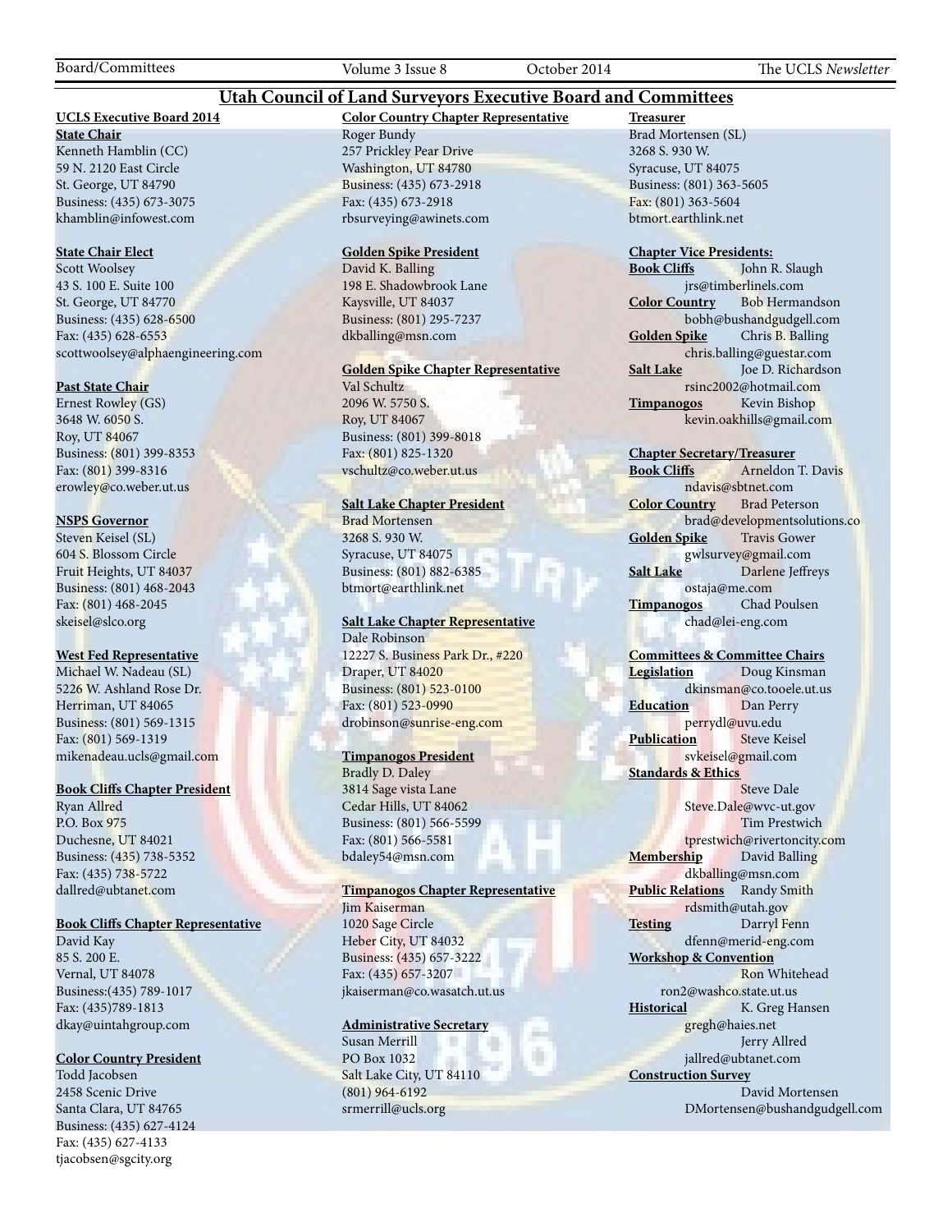# Utah Council of Land Surveyors Executive Board and Committees

**UCLS Executive Board 2014**

**State Chair**
Kenneth Hamblin (CC)
59 N. 2120 East Circle
St. George, UT 84790
Business: (435) 673-3075
khamblin@infowest.com

**State Chair Elect**
Scott Woolsey
43 S. 100 E. Suite 100
St. George, UT 84770
Business: (435) 628-6500
Fax: (435) 628-6553
scottwoolsey@alphaengineering.com

**Past State Chair**
Ernest Rowley (GS)
3648 W. 6050 S.
Roy, UT 84067
Business: (801) 399-8353
Fax: (801) 399-8316
erowley@co.weber.ut.us

**NSPS Governor**
Steven Keisel (SL)
604 S. Blossom Circle
Fruit Heights, UT 84037
Business: (801) 468-2043
Fax: (801) 468-2045
skeisel@slco.org

**West Fed Representative**
Michael W. Nadeau (SL)
5226 W. Ashland Rose Dr.
Herriman, UT 84065
Business: (801) 569-1315
Fax: (801) 569-1319
mikenadeau.ucls@gmail.com

**Book Cliffs Chapter President**
Ryan Allred
P.O. Box 975
Duchesne, UT 84021
Business: (435) 738-5352
Fax: (435) 738-5722
dallred@ubtanet.com

**Book Cliffs Chapter Representative**
David Kay
85 S. 200 E.
Vernal, UT 84078
Business:(435) 789-1017
Fax: (435)789-1813
dkay@uintahgroup.com

**Color Country President**
Todd Jacobsen
2458 Scenic Drive
Santa Clara, UT 84765
Business: (435) 627-4124
Fax: (435) 627-4133
tjacobsen@sgcity.org

**Color Country Chapter Representative**
Roger Bundy
257 Prickley Pear Drive
Washington, UT 84780
Business: (435) 673-2918
Fax: (435) 673-2918
rbsurveying@awinets.com

**Golden Spike President**
David K. Balling
198 E. Shadowbrook Lane
Kaysville, UT 84037
Business: (801) 295-7237
dkballing@msn.com

**Golden Spike Chapter Representative**
Val Schultz
2096 W. 5750 S.
Roy, UT 84067
Business: (801) 399-8018
Fax: (801) 825-1320
vschultz@co.weber.ut.us

**Salt Lake Chapter President**
Brad Mortensen
3268 S. 930 W.
Syracuse, UT 84075
Business: (801) 882-6385
btmort@earthlink.net

**Salt Lake Chapter Representative**
Dale Robinson
12227 S. Business Park Dr., #220
Draper, UT 84020
Business: (801) 523-0100
Fax: (801) 523-0990
drobinson@sunrise-eng.com

**Timpanogos President**
Bradly D. Daley
3814 Sage vista Lane
Cedar Hills, UT 84062
Business: (801) 566-5599
Fax: (801) 566-5581
bdaley54@msn.com

**Timpanogos Chapter Representative**
Jim Kaiserman
1020 Sage Circle
Heber City, UT 84032
Business: (435) 657-3222
Fax: (435) 657-3207
jkaiserman@co.wasatch.ut.us

**Administrative Secretary**
Susan Merrill
PO Box 1032
Salt Lake City, UT 84110
(801) 964-6192
srmerrill@ucls.org

**Treasurer**
Brad Mortensen (SL)
3268 S. 930 W.
Syracuse, UT 84075
Business: (801) 363-5605
Fax: (801) 363-5604
btmort.earthlink.net

**Chapter Vice Presidents:**
**Book Cliffs** John R. Slaugh
jrs@timberlinels.com
**Color Country** Bob Hermandson
bobh@bushandgudgell.com
**Golden Spike** Chris B. Balling
chris.balling@guestar.com
**Salt Lake** Joe D. Richardson
rsinc2002@hotmail.com
**Timpanogos** Kevin Bishop
kevin.oakhills@gmail.com

**Chapter Secretary/Treasurer**
**Book Cliffs** Arneldon T. Davis
ndavis@sbtnet.com
**Color Country** Brad Peterson
brad@developmentsolutions.co
**Golden Spike** Travis Gower
gwlsurvey@gmail.com
**Salt Lake** Darlene Jeffreys
ostaja@me.com
**Timpanogos** Chad Poulsen
chad@lei-eng.com

**Committees & Committee Chairs**
**Legislation** Doug Kinsman
dkinsman@co.tooele.ut.us
**Education** Dan Perry
perrydl@uvu.edu
**Publication** Steve Keisel
svkeisel@gmail.com
**Standards & Ethics**
Steve Dale
Steve.Dale@wvc-ut.gov
Tim Prestwich
tprestwich@rivertoncity.com
**Membership** David Balling
dkballing@msn.com
**Public Relations** Randy Smith
rdsmith@utah.gov
**Testing** Darryl Fenn
dfenn@merid-eng.com
**Workshop & Convention**
Ron Whitehead
ron2@washco.state.ut.us
**Historical** K. Greg Hansen
gregh@haies.net
Jerry Allred
jallred@ubtanet.com
**Construction Survey**
David Mortensen
DMortensen@bushandgudgell.com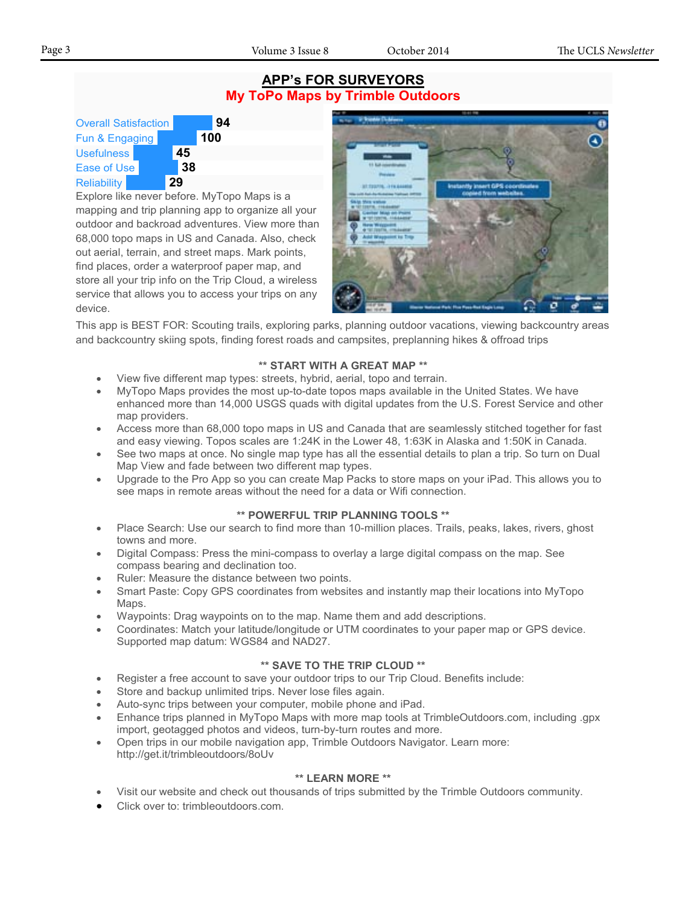# APP's FOR SURVEYORS

## My ToPo Maps by Trimble Outdoors

| Rating | Score |
|---|---|
| Overall Satisfaction | 94 |
| Fun & Engaging | 100 |
| Usefulness | 45 |
| Ease of Use | 38 |
| Reliability | 29 |

Explore like never before. MyTopo Maps is a mapping and trip planning app to organize all your outdoor and backroad adventures. View more than 68,000 topo maps in US and Canada. Also, check out aerial, terrain, and street maps. Mark points, find places, order a waterproof paper map, and store all your trip info on the Trip Cloud, a wireless service that allows you to access your trips on any device.

This app is BEST FOR: Scouting trails, exploring parks, planning outdoor vacations, viewing backcountry areas and backcountry skiing spots, finding forest roads and campsites, preplanning hikes & offroad trips

**** START WITH A GREAT MAP ****

- View five different map types: streets, hybrid, aerial, topo and terrain.
- MyTopo Maps provides the most up-to-date topos maps available in the United States. We have enhanced more than 14,000 USGS quads with digital updates from the U.S. Forest Service and other map providers.
- Access more than 68,000 topo maps in US and Canada that are seamlessly stitched together for fast and easy viewing. Topos scales are 1:24K in the Lower 48, 1:63K in Alaska and 1:50K in Canada.
- See two maps at once. No single map type has all the essential details to plan a trip. So turn on Dual Map View and fade between two different map types.
- Upgrade to the Pro App so you can create Map Packs to store maps on your iPad. This allows you to see maps in remote areas without the need for a data or Wifi connection.

**** POWERFUL TRIP PLANNING TOOLS ****

- Place Search: Use our search to find more than 10-million places. Trails, peaks, lakes, rivers, ghost towns and more.
- Digital Compass: Press the mini-compass to overlay a large digital compass on the map. See compass bearing and declination too.
- Ruler: Measure the distance between two points.
- Smart Paste: Copy GPS coordinates from websites and instantly map their locations into MyTopo Maps.
- Waypoints: Drag waypoints on to the map. Name them and add descriptions.
- Coordinates: Match your latitude/longitude or UTM coordinates to your paper map or GPS device. Supported map datum: WGS84 and NAD27.

**** SAVE TO THE TRIP CLOUD ****

- Register a free account to save your outdoor trips to our Trip Cloud. Benefits include:
- Store and backup unlimited trips. Never lose files again.
- Auto-sync trips between your computer, mobile phone and iPad.
- Enhance trips planned in MyTopo Maps with more map tools at TrimbleOutdoors.com, including .gpx import, geotagged photos and videos, turn-by-turn routes and more.
- Open trips in our mobile navigation app, Trimble Outdoors Navigator. Learn more: http://get.it/trimbleoutdoors/8oUv

**** LEARN MORE ****

- Visit our website and check out thousands of trips submitted by the Trimble Outdoors community.
- Click over to: trimbleoutdoors.com.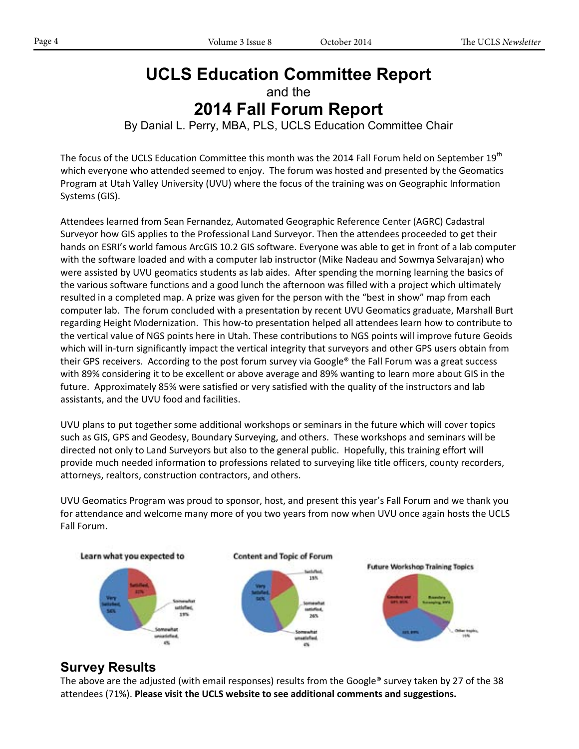# UCLS Education Committee Report

and the

# 2014 Fall Forum Report

By Danial L. Perry, MBA, PLS, UCLS Education Committee Chair

The focus of the UCLS Education Committee this month was the 2014 Fall Forum held on September 19th which everyone who attended seemed to enjoy. The forum was hosted and presented by the Geomatics Program at Utah Valley University (UVU) where the focus of the training was on Geographic Information Systems (GIS).

Attendees learned from Sean Fernandez, Automated Geographic Reference Center (AGRC) Cadastral Surveyor how GIS applies to the Professional Land Surveyor. Then the attendees proceeded to get their hands on ESRI's world famous ArcGIS 10.2 GIS software. Everyone was able to get in front of a lab computer with the software loaded and with a computer lab instructor (Mike Nadeau and Sowmya Selvarajan) who were assisted by UVU geomatics students as lab aides. After spending the morning learning the basics of the various software functions and a good lunch the afternoon was filled with a project which ultimately resulted in a completed map. A prize was given for the person with the "best in show" map from each computer lab. The forum concluded with a presentation by recent UVU Geomatics graduate, Marshall Burt regarding Height Modernization. This how-to presentation helped all attendees learn how to contribute to the vertical value of NGS points here in Utah. These contributions to NGS points will improve future Geoids which will in-turn significantly impact the vertical integrity that surveyors and other GPS users obtain from their GPS receivers. According to the post forum survey via Google® the Fall Forum was a great success with 89% considering it to be excellent or above average and 89% wanting to learn more about GIS in the future. Approximately 85% were satisfied or very satisfied with the quality of the instructors and lab assistants, and the UVU food and facilities.

UVU plans to put together some additional workshops or seminars in the future which will cover topics such as GIS, GPS and Geodesy, Boundary Surveying, and others. These workshops and seminars will be directed not only to Land Surveyors but also to the general public. Hopefully, this training effort will provide much needed information to professions related to surveying like title officers, county recorders, attorneys, realtors, construction contractors, and others.

UVU Geomatics Program was proud to sponsor, host, and present this year's Fall Forum and we thank you for attendance and welcome many more of you two years from now when UVU once again hosts the UCLS Fall Forum.

## Survey Results

The above are the adjusted (with email responses) results from the Google® survey taken by 27 of the 38 attendees (71%). **Please visit the UCLS website to see additional comments and suggestions.**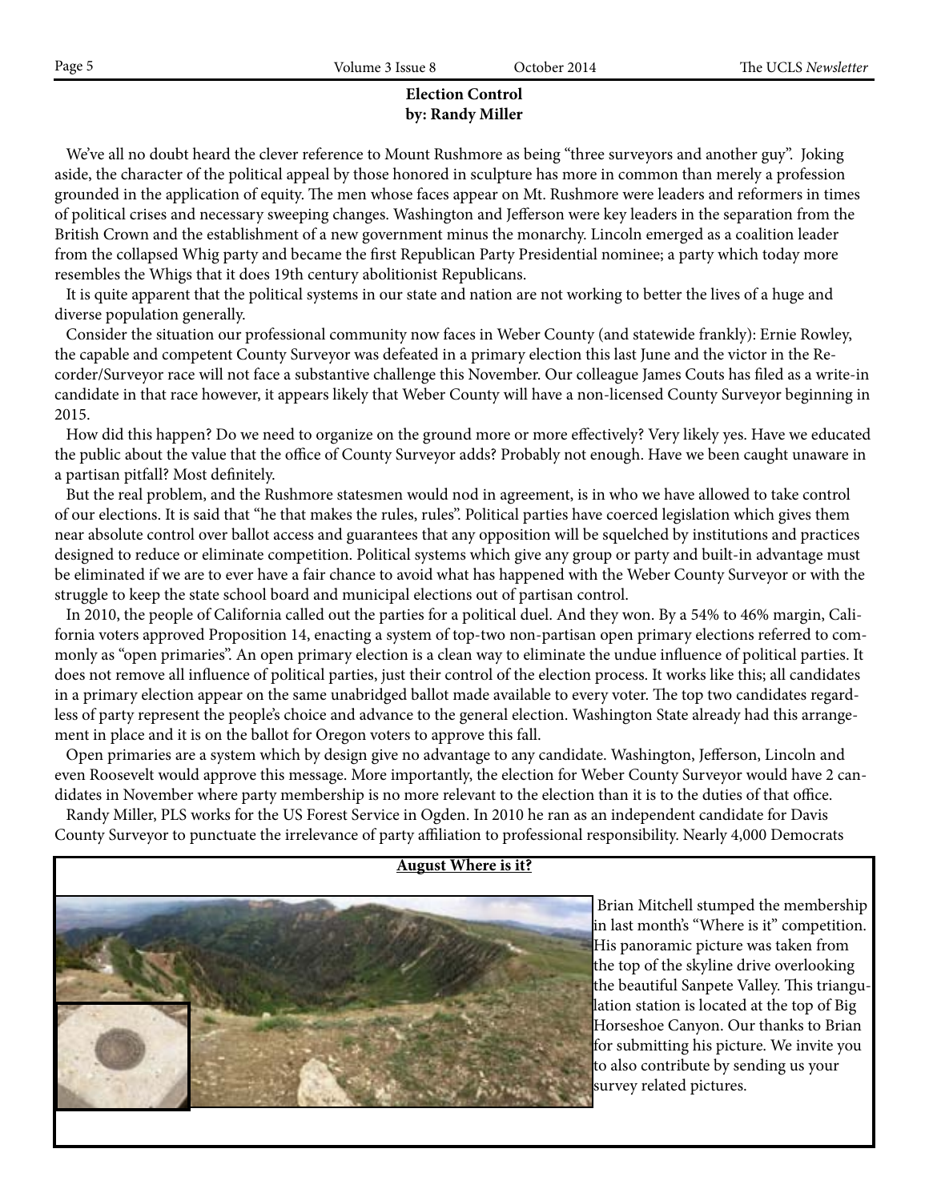**Election Control**
**by: Randy Miller**

We've all no doubt heard the clever reference to Mount Rushmore as being "three surveyors and another guy". Joking aside, the character of the political appeal by those honored in sculpture has more in common than merely a profession grounded in the application of equity. The men whose faces appear on Mt. Rushmore were leaders and reformers in times of political crises and necessary sweeping changes. Washington and Jefferson were key leaders in the separation from the British Crown and the establishment of a new government minus the monarchy. Lincoln emerged as a coalition leader from the collapsed Whig party and became the first Republican Party Presidential nominee; a party which today more resembles the Whigs that it does 19th century abolitionist Republicans.

It is quite apparent that the political systems in our state and nation are not working to better the lives of a huge and diverse population generally.

Consider the situation our professional community now faces in Weber County (and statewide frankly): Ernie Rowley, the capable and competent County Surveyor was defeated in a primary election this last June and the victor in the Recorder/Surveyor race will not face a substantive challenge this November. Our colleague James Couts has filed as a write-in candidate in that race however, it appears likely that Weber County will have a non-licensed County Surveyor beginning in 2015.

How did this happen? Do we need to organize on the ground more or more effectively? Very likely yes. Have we educated the public about the value that the office of County Surveyor adds? Probably not enough. Have we been caught unaware in a partisan pitfall? Most definitely.

But the real problem, and the Rushmore statesmen would nod in agreement, is in who we have allowed to take control of our elections. It is said that "he that makes the rules, rules". Political parties have coerced legislation which gives them near absolute control over ballot access and guarantees that any opposition will be squelched by institutions and practices designed to reduce or eliminate competition. Political systems which give any group or party and built-in advantage must be eliminated if we are to ever have a fair chance to avoid what has happened with the Weber County Surveyor or with the struggle to keep the state school board and municipal elections out of partisan control.

In 2010, the people of California called out the parties for a political duel. And they won. By a 54% to 46% margin, California voters approved Proposition 14, enacting a system of top-two non-partisan open primary elections referred to commonly as "open primaries". An open primary election is a clean way to eliminate the undue influence of political parties. It does not remove all influence of political parties, just their control of the election process. It works like this; all candidates in a primary election appear on the same unabridged ballot made available to every voter. The top two candidates regardless of party represent the people's choice and advance to the general election. Washington State already had this arrangement in place and it is on the ballot for Oregon voters to approve this fall.

Open primaries are a system which by design give no advantage to any candidate. Washington, Jefferson, Lincoln and even Roosevelt would approve this message. More importantly, the election for Weber County Surveyor would have 2 candidates in November where party membership is no more relevant to the election than it is to the duties of that office.

Randy Miller, PLS works for the US Forest Service in Ogden. In 2010 he ran as an independent candidate for Davis County Surveyor to punctuate the irrelevance of party affiliation to professional responsibility. Nearly 4,000 Democrats

**August Where is it?**

Brian Mitchell stumped the membership in last month's "Where is it" competition. His panoramic picture was taken from the top of the skyline drive overlooking the beautiful Sanpete Valley. This triangulation station is located at the top of Big Horseshoe Canyon. Our thanks to Brian for submitting his picture. We invite you to also contribute by sending us your survey related pictures.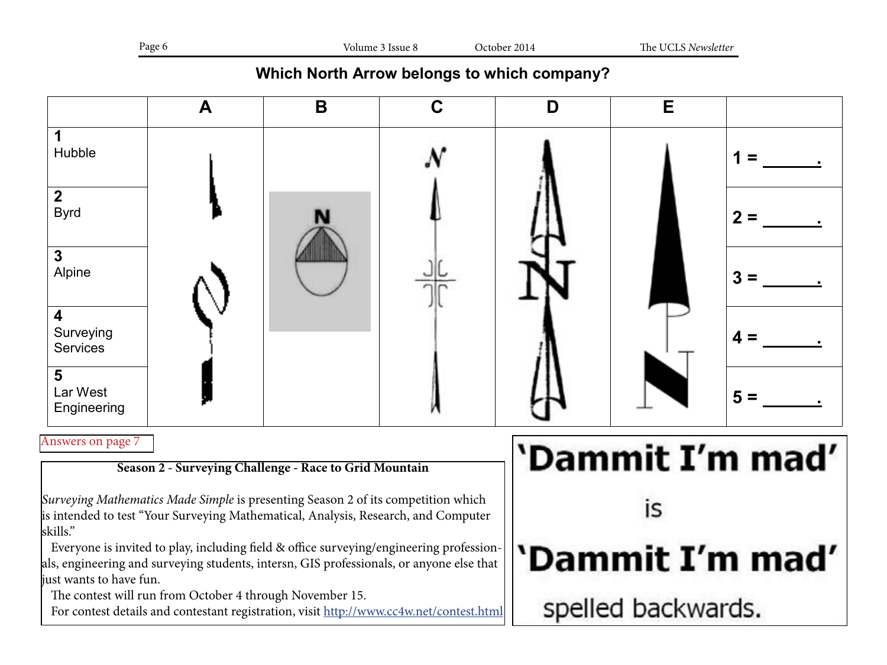## Which North Arrow belongs to which company?

| | A | B | C | D | E | |
|---|---|---|---|---|---|---|
| **1** Hubble | | | | | | **1 = ______.** |
| **2** Byrd | | | | | | **2 = ______.** |
| **3** Alpine | | | | | | **3 = ______.** |
| **4** Surveying Services | | | | | | **4 = ______.** |
| **5** Lar West Engineering | | | | | | **5 = ______.** |

Answers on page 7

**Season 2 - Surveying Challenge - Race to Grid Mountain**

*Surveying Mathematics Made Simple* is presenting Season 2 of its competition which is intended to test "Your Surveying Mathematical, Analysis, Research, and Computer skills."

Everyone is invited to play, including field & office surveying/engineering professionals, engineering and surveying students, intersn, GIS professionals, or anyone else that just wants to have fun.

The contest will run from October 4 through November 15.

For contest details and contestant registration, visit [http://www.cc4w.net/contest.html](http://www.cc4w.net/contest.html)

**'Dammit I'm mad'**

is

**'Dammit I'm mad'**

spelled backwards.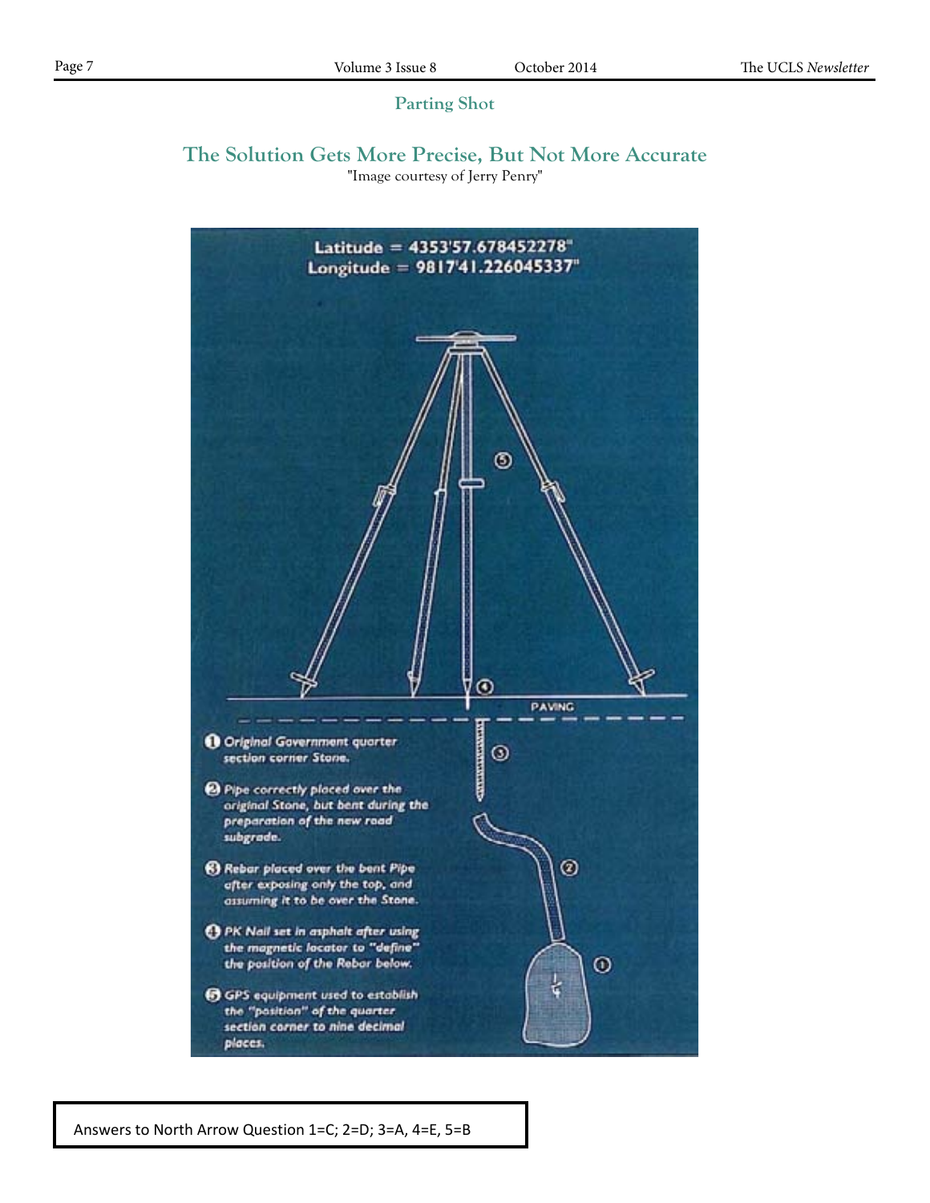## Parting Shot

# The Solution Gets More Precise, But Not More Accurate

"Image courtesy of Jerry Penry"

Latitude = 4353'57.678452278"
Longitude = 9817'41.226045337"

PAVING

1. Original Government quarter section corner Stone.
2. Pipe correctly placed over the original Stone, but bent during the preparation of the new road subgrade.
3. Rebar placed over the bent Pipe after exposing only the top, and assuming it to be over the Stone.
4. PK Nail set in asphalt after using the magnetic locator to "define" the position of the Rebar below.
5. GPS equipment used to establish the "position" of the quarter section corner to nine decimal places.

Answers to North Arrow Question 1=C; 2=D; 3=A, 4=E, 5=B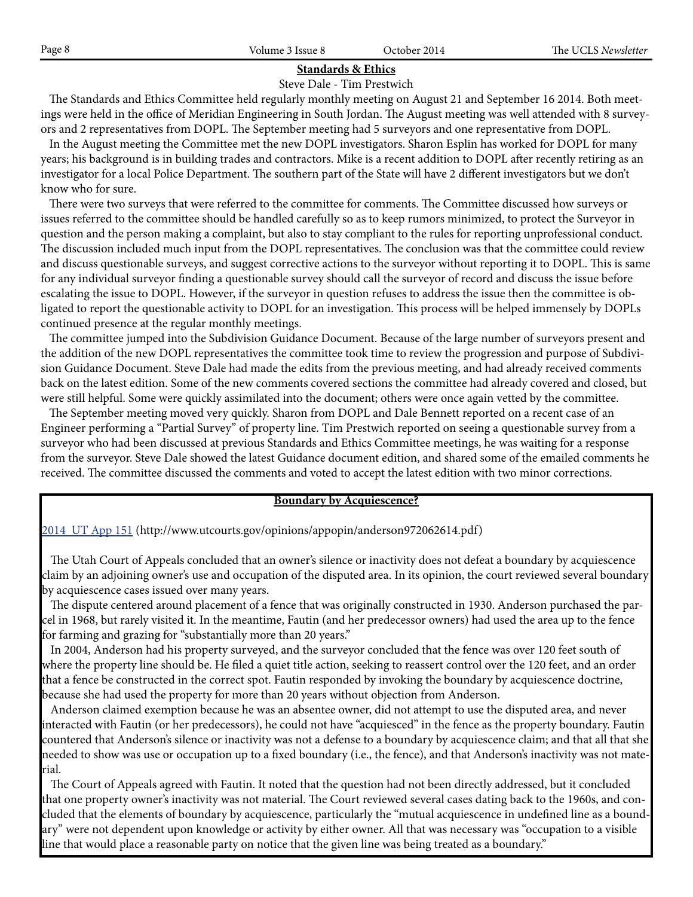## Standards & Ethics

Steve Dale - Tim Prestwich

The Standards and Ethics Committee held regularly monthly meeting on August 21 and September 16 2014. Both meetings were held in the office of Meridian Engineering in South Jordan. The August meeting was well attended with 8 surveyors and 2 representatives from DOPL. The September meeting had 5 surveyors and one representative from DOPL.

In the August meeting the Committee met the new DOPL investigators. Sharon Esplin has worked for DOPL for many years; his background is in building trades and contractors. Mike is a recent addition to DOPL after recently retiring as an investigator for a local Police Department. The southern part of the State will have 2 different investigators but we don't know who for sure.

There were two surveys that were referred to the committee for comments. The Committee discussed how surveys or issues referred to the committee should be handled carefully so as to keep rumors minimized, to protect the Surveyor in question and the person making a complaint, but also to stay compliant to the rules for reporting unprofessional conduct. The discussion included much input from the DOPL representatives. The conclusion was that the committee could review and discuss questionable surveys, and suggest corrective actions to the surveyor without reporting it to DOPL. This is same for any individual surveyor finding a questionable survey should call the surveyor of record and discuss the issue before escalating the issue to DOPL. However, if the surveyor in question refuses to address the issue then the committee is obligated to report the questionable activity to DOPL for an investigation. This process will be helped immensely by DOPLs continued presence at the regular monthly meetings.

The committee jumped into the Subdivision Guidance Document. Because of the large number of surveyors present and the addition of the new DOPL representatives the committee took time to review the progression and purpose of Subdivision Guidance Document. Steve Dale had made the edits from the previous meeting, and had already received comments back on the latest edition. Some of the new comments covered sections the committee had already covered and closed, but were still helpful. Some were quickly assimilated into the document; others were once again vetted by the committee.

The September meeting moved very quickly. Sharon from DOPL and Dale Bennett reported on a recent case of an Engineer performing a "Partial Survey" of property line. Tim Prestwich reported on seeing a questionable survey from a surveyor who had been discussed at previous Standards and Ethics Committee meetings, he was waiting for a response from the surveyor. Steve Dale showed the latest Guidance document edition, and shared some of the emailed comments he received. The committee discussed the comments and voted to accept the latest edition with two minor corrections.

## Boundary by Acquiescence?

2014 UT App 151 (http://www.utcourts.gov/opinions/appopin/anderson972062614.pdf)

The Utah Court of Appeals concluded that an owner's silence or inactivity does not defeat a boundary by acquiescence claim by an adjoining owner's use and occupation of the disputed area. In its opinion, the court reviewed several boundary by acquiescence cases issued over many years.

The dispute centered around placement of a fence that was originally constructed in 1930. Anderson purchased the parcel in 1968, but rarely visited it. In the meantime, Fautin (and her predecessor owners) had used the area up to the fence for farming and grazing for "substantially more than 20 years."

In 2004, Anderson had his property surveyed, and the surveyor concluded that the fence was over 120 feet south of where the property line should be. He filed a quiet title action, seeking to reassert control over the 120 feet, and an order that a fence be constructed in the correct spot. Fautin responded by invoking the boundary by acquiescence doctrine, because she had used the property for more than 20 years without objection from Anderson.

Anderson claimed exemption because he was an absentee owner, did not attempt to use the disputed area, and never interacted with Fautin (or her predecessors), he could not have "acquiesced" in the fence as the property boundary. Fautin countered that Anderson's silence or inactivity was not a defense to a boundary by acquiescence claim; and that all that she needed to show was use or occupation up to a fixed boundary (i.e., the fence), and that Anderson's inactivity was not material.

The Court of Appeals agreed with Fautin. It noted that the question had not been directly addressed, but it concluded that one property owner's inactivity was not material. The Court reviewed several cases dating back to the 1960s, and concluded that the elements of boundary by acquiescence, particularly the "mutual acquiescence in undefined line as a boundary" were not dependent upon knowledge or activity by either owner. All that was necessary was "occupation to a visible line that would place a reasonable party on notice that the given line was being treated as a boundary."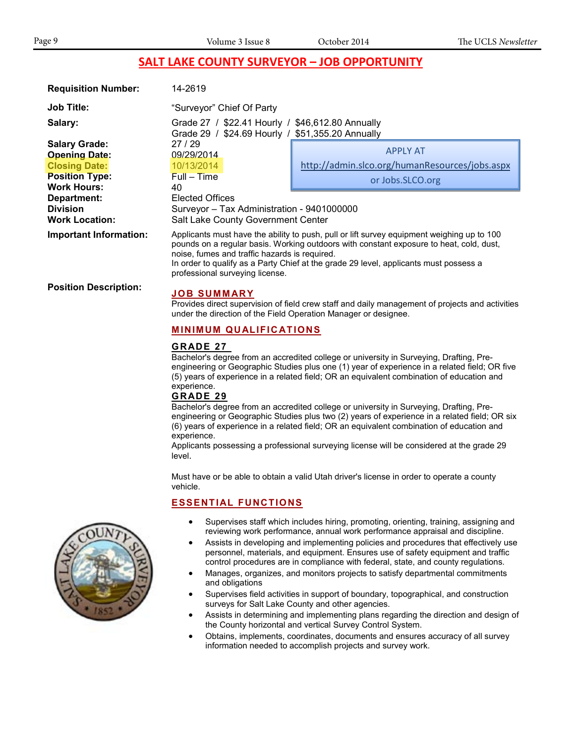# SALT LAKE COUNTY SURVEYOR – JOB OPPORTUNITY

**Requisition Number:** 14-2619

**Job Title:** "Surveyor" Chief Of Party

**Salary:** Grade 27 / $22.41 Hourly / $46,612.80 Annually
Grade 29 / $24.69 Hourly / $51,355.20 Annually

**Salary Grade:** 27 / 29

**Opening Date:** 09/29/2014

**Closing Date:** 10/13/2014

**Position Type:** Full – Time

**Work Hours:** 40

**Department:** Elected Offices

**Division** Surveyor – Tax Administration - 9401000000

**Work Location:** Salt Lake County Government Center

APPLY AT
http://admin.slco.org/humanResources/jobs.aspx
or Jobs.SLCO.org

**Important Information:** Applicants must have the ability to push, pull or lift survey equipment weighing up to 100 pounds on a regular basis. Working outdoors with constant exposure to heat, cold, dust, noise, fumes and traffic hazards is required.
In order to qualify as a Party Chief at the grade 29 level, applicants must possess a professional surveying license.

**Position Description:**

## JOB SUMMARY

Provides direct supervision of field crew staff and daily management of projects and activities under the direction of the Field Operation Manager or designee.

## MINIMUM QUALIFICATIONS

### GRADE 27

Bachelor's degree from an accredited college or university in Surveying, Drafting, Pre-engineering or Geographic Studies plus one (1) year of experience in a related field; OR five (5) years of experience in a related field; OR an equivalent combination of education and experience.

### GRADE 29

Bachelor's degree from an accredited college or university in Surveying, Drafting, Pre-engineering or Geographic Studies plus two (2) years of experience in a related field; OR six (6) years of experience in a related field; OR an equivalent combination of education and experience.
Applicants possessing a professional surveying license will be considered at the grade 29 level.

Must have or be able to obtain a valid Utah driver's license in order to operate a county vehicle.

## ESSENTIAL FUNCTIONS

- Supervises staff which includes hiring, promoting, orienting, training, assigning and reviewing work performance, annual work performance appraisal and discipline.
- Assists in developing and implementing policies and procedures that effectively use personnel, materials, and equipment. Ensures use of safety equipment and traffic control procedures are in compliance with federal, state, and county regulations.
- Manages, organizes, and monitors projects to satisfy departmental commitments and obligations
- Supervises field activities in support of boundary, topographical, and construction surveys for Salt Lake County and other agencies.
- Assists in determining and implementing plans regarding the direction and design of the County horizontal and vertical Survey Control System.
- Obtains, implements, coordinates, documents and ensures accuracy of all survey information needed to accomplish projects and survey work.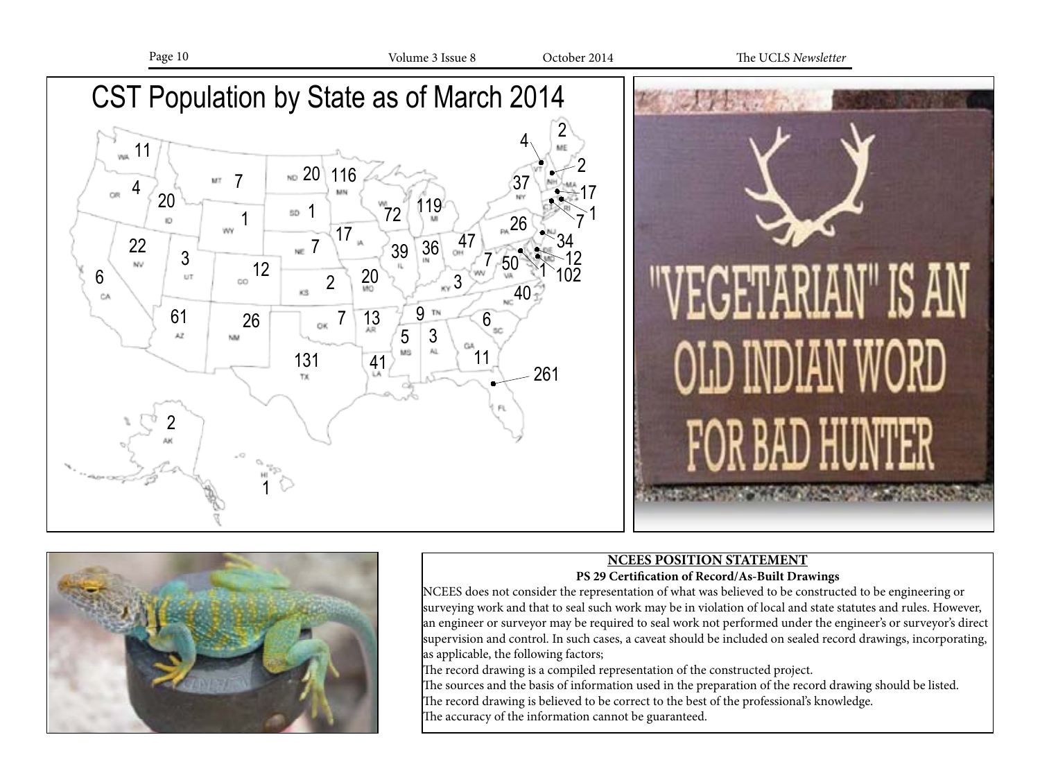## CST Population by State as of March 2014

WA 11
OR 4
ID 20
MT 7
ND 20
MN 116
WI 72
MI 119
VT 4
ME 2
NH 2
MA 17
RI 1
CT 7
NY 37
PA 26
NJ 34
DE 12
MD 102
DC 1
WY 1
SD 1
IA 17
NE 7
IL 39
IN 36
OH 47
WV 7
VA 50
NV 22
UT 3
CO 12
CA 6
KS 2
MO 20
KY 3
NC 40
AZ 61
NM 26
OK 7
AR 13
TN 9
SC 6
MS 5
AL 3
GA 11
TX 131
LA 41
FL 261
AK 2
HI 1

"VEGETARIAN" IS AN OLD INDIAN WORD FOR BAD HUNTER

**NCEES POSITION STATEMENT**

**PS 29 Certification of Record/As-Built Drawings**

NCEES does not consider the representation of what was believed to be constructed to be engineering or surveying work and that to seal such work may be in violation of local and state statutes and rules. However, an engineer or surveyor may be required to seal work not performed under the engineer's or surveyor's direct supervision and control. In such cases, a caveat should be included on sealed record drawings, incorporating, as applicable, the following factors;

The record drawing is a compiled representation of the constructed project.

The sources and the basis of information used in the preparation of the record drawing should be listed.

The record drawing is believed to be correct to the best of the professional's knowledge.

The accuracy of the information cannot be guaranteed.